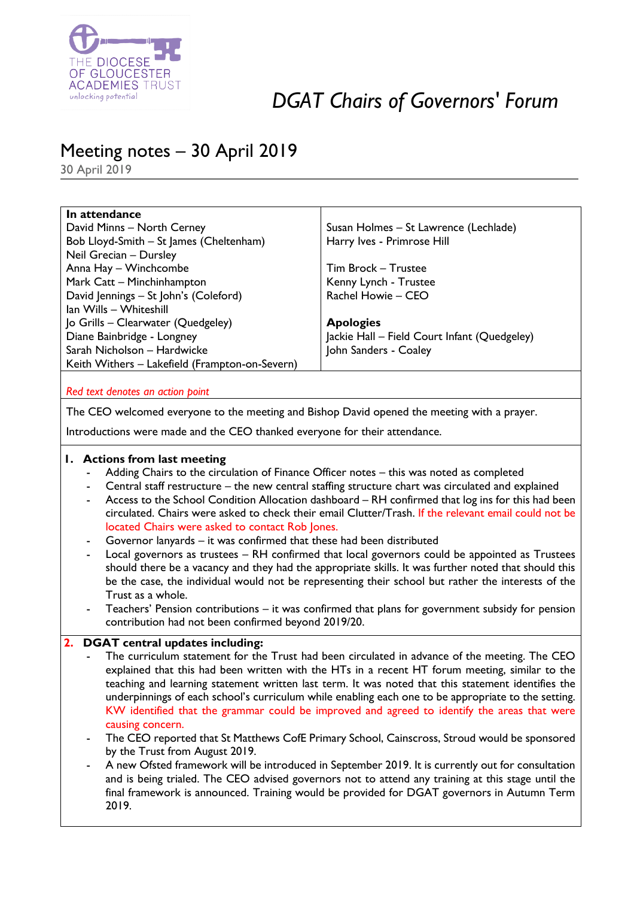THE DIOCESE OF GLOUCESTER ACADEMIES TRUST
unlocking potential

# *DGAT Chairs of Governors' Forum*

## Meeting notes – 30 April 2019

30 April 2019

| **In attendance** | |
|---|---|
| David Minns – North Cerney | Susan Holmes – St Lawrence (Lechlade) |
| Bob Lloyd-Smith – St James (Cheltenham) | Harry Ives - Primrose Hill |
| Neil Grecian – Dursley | |
| Anna Hay – Winchcombe | Tim Brock – Trustee |
| Mark Catt – Minchinhampton | Kenny Lynch - Trustee |
| David Jennings – St John's (Coleford) | Rachel Howie – CEO |
| Ian Wills – Whiteshill | |
| Jo Grills – Clearwater (Quedgeley) | **Apologies** |
| Diane Bainbridge - Longney | Jackie Hall – Field Court Infant (Quedgeley) |
| Sarah Nicholson – Hardwicke | John Sanders - Coaley |
| Keith Withers – Lakefield (Frampton-on-Severn) | |

*Red text denotes an action point*

The CEO welcomed everyone to the meeting and Bishop David opened the meeting with a prayer.

Introductions were made and the CEO thanked everyone for their attendance.

### 1. Actions from last meeting

- Adding Chairs to the circulation of Finance Officer notes – this was noted as completed
- Central staff restructure – the new central staffing structure chart was circulated and explained
- Access to the School Condition Allocation dashboard – RH confirmed that log ins for this had been circulated. Chairs were asked to check their email Clutter/Trash. If the relevant email could not be located Chairs were asked to contact Rob Jones.
- Governor lanyards – it was confirmed that these had been distributed
- Local governors as trustees – RH confirmed that local governors could be appointed as Trustees should there be a vacancy and they had the appropriate skills. It was further noted that should this be the case, the individual would not be representing their school but rather the interests of the Trust as a whole.
- Teachers' Pension contributions – it was confirmed that plans for government subsidy for pension contribution had not been confirmed beyond 2019/20.

### 2. DGAT central updates including:

- The curriculum statement for the Trust had been circulated in advance of the meeting. The CEO explained that this had been written with the HTs in a recent HT forum meeting, similar to the teaching and learning statement written last term. It was noted that this statement identifies the underpinnings of each school's curriculum while enabling each one to be appropriate to the setting. KW identified that the grammar could be improved and agreed to identify the areas that were causing concern.
- The CEO reported that St Matthews CofE Primary School, Cainscross, Stroud would be sponsored by the Trust from August 2019.
- A new Ofsted framework will be introduced in September 2019. It is currently out for consultation and is being trialed. The CEO advised governors not to attend any training at this stage until the final framework is announced. Training would be provided for DGAT governors in Autumn Term 2019.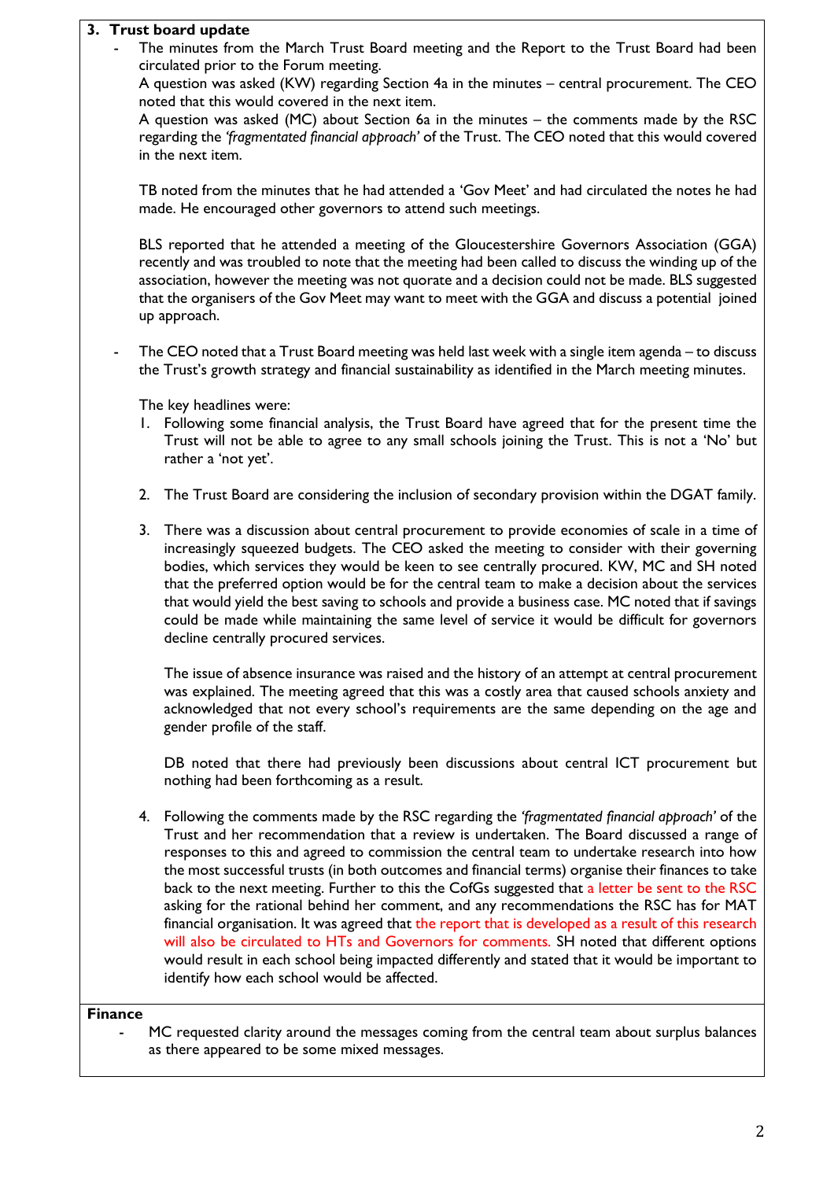**3. Trust board update**

- The minutes from the March Trust Board meeting and the Report to the Trust Board had been circulated prior to the Forum meeting.
  A question was asked (KW) regarding Section 4a in the minutes – central procurement. The CEO noted that this would covered in the next item.
  A question was asked (MC) about Section 6a in the minutes – the comments made by the RSC regarding the *'fragmentated financial approach'* of the Trust. The CEO noted that this would covered in the next item.

  TB noted from the minutes that he had attended a 'Gov Meet' and had circulated the notes he had made. He encouraged other governors to attend such meetings.

  BLS reported that he attended a meeting of the Gloucestershire Governors Association (GGA) recently and was troubled to note that the meeting had been called to discuss the winding up of the association, however the meeting was not quorate and a decision could not be made. BLS suggested that the organisers of the Gov Meet may want to meet with the GGA and discuss a potential joined up approach.

- The CEO noted that a Trust Board meeting was held last week with a single item agenda – to discuss the Trust's growth strategy and financial sustainability as identified in the March meeting minutes.

  The key headlines were:

  1. Following some financial analysis, the Trust Board have agreed that for the present time the Trust will not be able to agree to any small schools joining the Trust. This is not a 'No' but rather a 'not yet'.

  2. The Trust Board are considering the inclusion of secondary provision within the DGAT family.

  3. There was a discussion about central procurement to provide economies of scale in a time of increasingly squeezed budgets. The CEO asked the meeting to consider with their governing bodies, which services they would be keen to see centrally procured. KW, MC and SH noted that the preferred option would be for the central team to make a decision about the services that would yield the best saving to schools and provide a business case. MC noted that if savings could be made while maintaining the same level of service it would be difficult for governors decline centrally procured services.

     The issue of absence insurance was raised and the history of an attempt at central procurement was explained. The meeting agreed that this was a costly area that caused schools anxiety and acknowledged that not every school's requirements are the same depending on the age and gender profile of the staff.

     DB noted that there had previously been discussions about central ICT procurement but nothing had been forthcoming as a result.

  4. Following the comments made by the RSC regarding the *'fragmentated financial approach'* of the Trust and her recommendation that a review is undertaken. The Board discussed a range of responses to this and agreed to commission the central team to undertake research into how the most successful trusts (in both outcomes and financial terms) organise their finances to take back to the next meeting. Further to this the CofGs suggested that a letter be sent to the RSC asking for the rational behind her comment, and any recommendations the RSC has for MAT financial organisation. It was agreed that the report that is developed as a result of this research will also be circulated to HTs and Governors for comments. SH noted that different options would result in each school being impacted differently and stated that it would be important to identify how each school would be affected.

**Finance**

- MC requested clarity around the messages coming from the central team about surplus balances as there appeared to be some mixed messages.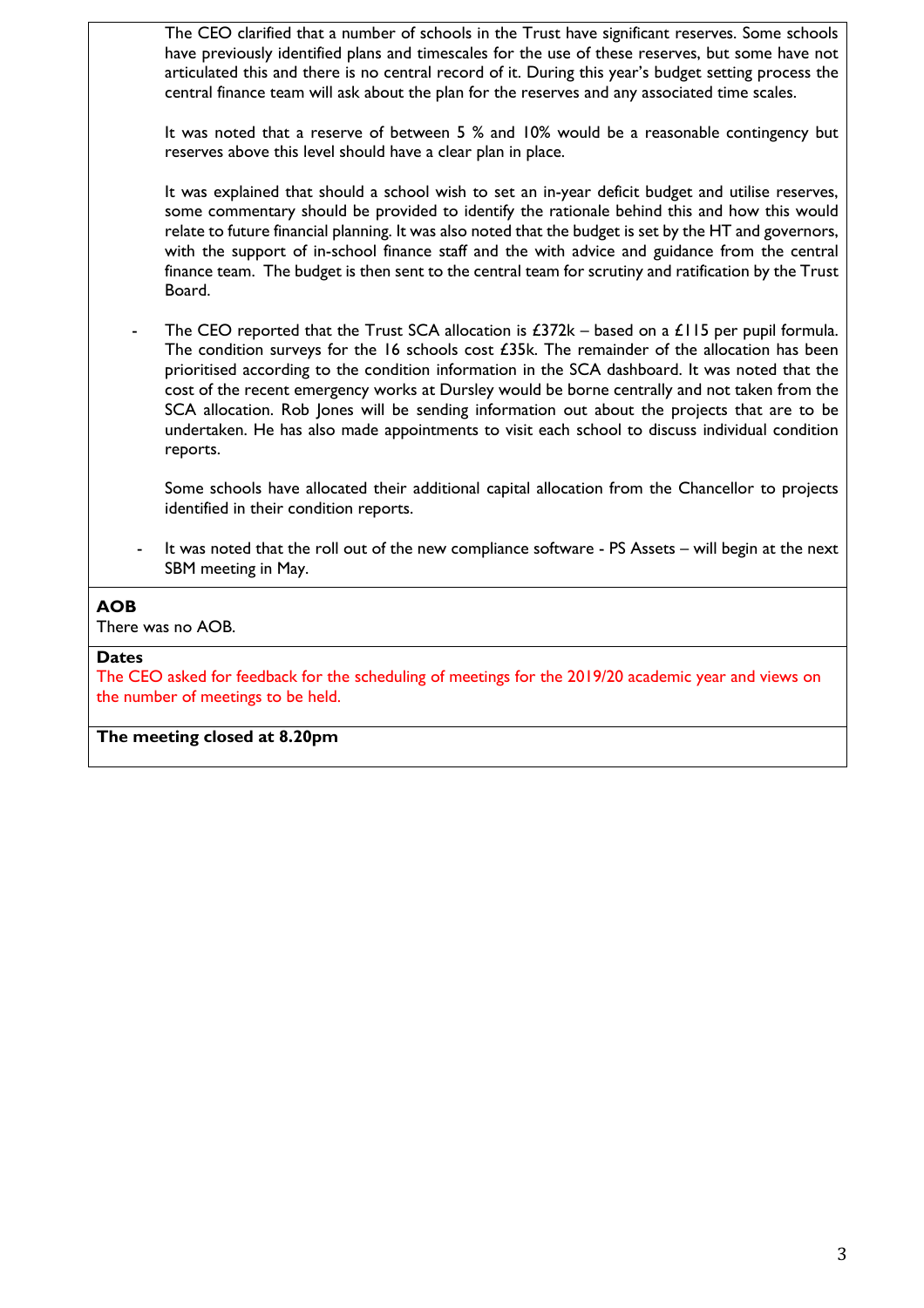The CEO clarified that a number of schools in the Trust have significant reserves. Some schools have previously identified plans and timescales for the use of these reserves, but some have not articulated this and there is no central record of it. During this year's budget setting process the central finance team will ask about the plan for the reserves and any associated time scales.

It was noted that a reserve of between 5 % and 10% would be a reasonable contingency but reserves above this level should have a clear plan in place.

It was explained that should a school wish to set an in-year deficit budget and utilise reserves, some commentary should be provided to identify the rationale behind this and how this would relate to future financial planning. It was also noted that the budget is set by the HT and governors, with the support of in-school finance staff and the with advice and guidance from the central finance team. The budget is then sent to the central team for scrutiny and ratification by the Trust Board.

- The CEO reported that the Trust SCA allocation is £372k – based on a £115 per pupil formula. The condition surveys for the 16 schools cost £35k. The remainder of the allocation has been prioritised according to the condition information in the SCA dashboard. It was noted that the cost of the recent emergency works at Dursley would be borne centrally and not taken from the SCA allocation. Rob Jones will be sending information out about the projects that are to be undertaken. He has also made appointments to visit each school to discuss individual condition reports.

  Some schools have allocated their additional capital allocation from the Chancellor to projects identified in their condition reports.

- It was noted that the roll out of the new compliance software - PS Assets – will begin at the next SBM meeting in May.

**AOB**
There was no AOB.

**Dates**
The CEO asked for feedback for the scheduling of meetings for the 2019/20 academic year and views on the number of meetings to be held.

**The meeting closed at 8.20pm**